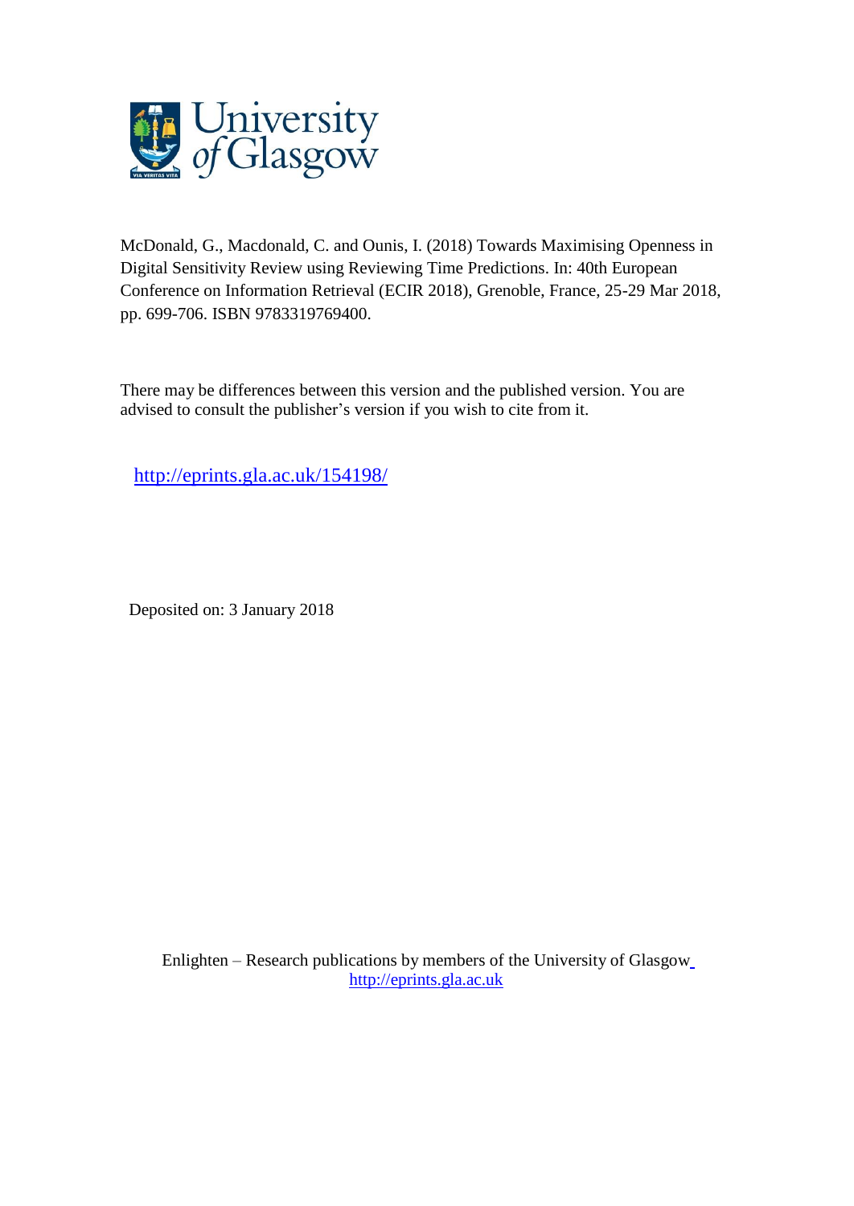University of Glasgow

McDonald, G., Macdonald, C. and Ounis, I. (2018) Towards Maximising Openness in Digital Sensitivity Review using Reviewing Time Predictions. In: 40th European Conference on Information Retrieval (ECIR 2018), Grenoble, France, 25-29 Mar 2018, pp. 699-706. ISBN 9783319769400.

There may be differences between this version and the published version. You are advised to consult the publisher's version if you wish to cite from it.

http://eprints.gla.ac.uk/154198/

Deposited on: 3 January 2018

Enlighten – Research publications by members of the University of Glasgow
http://eprints.gla.ac.uk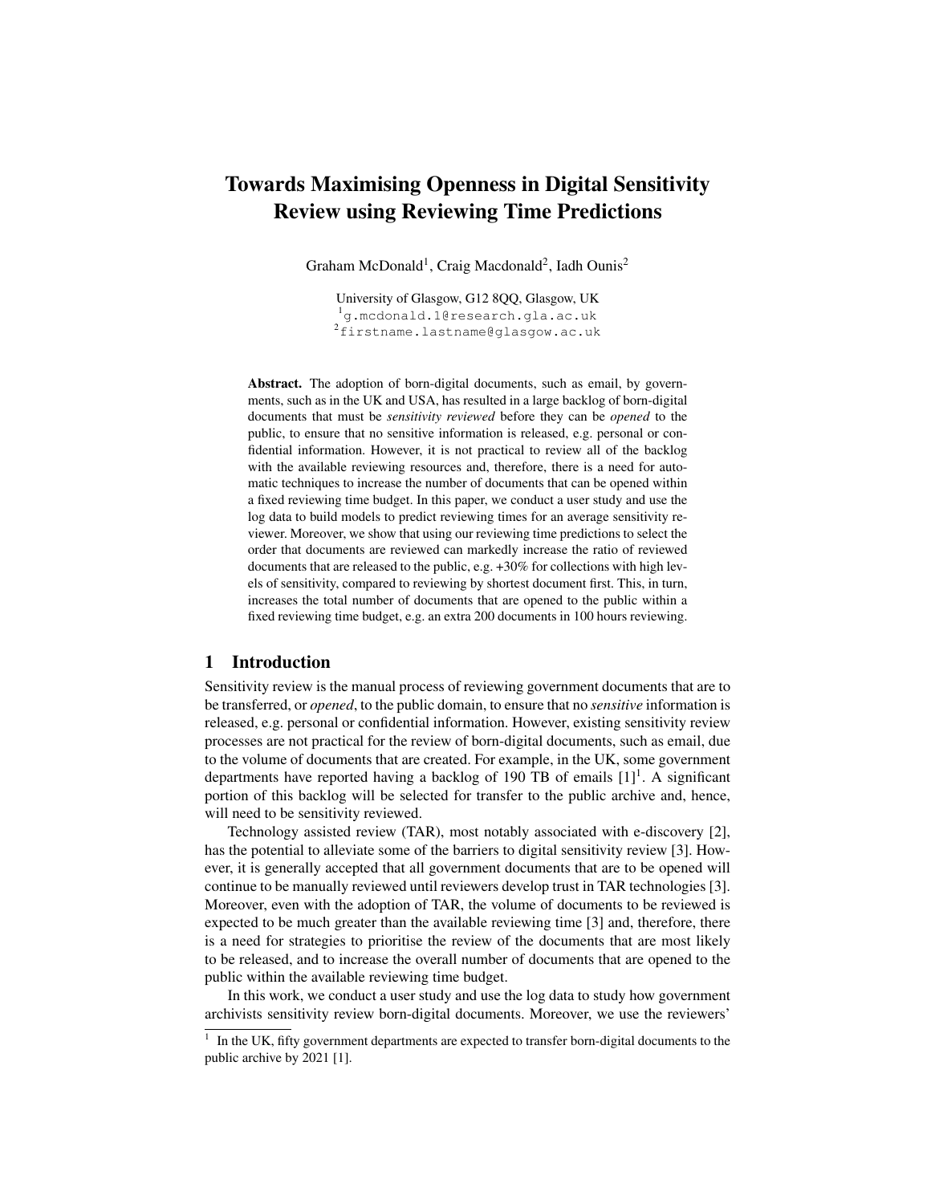# Towards Maximising Openness in Digital Sensitivity Review using Reviewing Time Predictions

Graham McDonald[1], Craig Macdonald[2], Iadh Ounis[2]

University of Glasgow, G12 8QQ, Glasgow, UK
[1]g.mcdonald.1@research.gla.ac.uk
[2]firstname.lastname@glasgow.ac.uk

**Abstract.** The adoption of born-digital documents, such as email, by governments, such as in the UK and USA, has resulted in a large backlog of born-digital documents that must be *sensitivity reviewed* before they can be *opened* to the public, to ensure that no sensitive information is released, e.g. personal or confidential information. However, it is not practical to review all of the backlog with the available reviewing resources and, therefore, there is a need for automatic techniques to increase the number of documents that can be opened within a fixed reviewing time budget. In this paper, we conduct a user study and use the log data to build models to predict reviewing times for an average sensitivity reviewer. Moreover, we show that using our reviewing time predictions to select the order that documents are reviewed can markedly increase the ratio of reviewed documents that are released to the public, e.g. +30% for collections with high levels of sensitivity, compared to reviewing by shortest document first. This, in turn, increases the total number of documents that are opened to the public within a fixed reviewing time budget, e.g. an extra 200 documents in 100 hours reviewing.

## 1 Introduction

Sensitivity review is the manual process of reviewing government documents that are to be transferred, or *opened*, to the public domain, to ensure that no *sensitive* information is released, e.g. personal or confidential information. However, existing sensitivity review processes are not practical for the review of born-digital documents, such as email, due to the volume of documents that are created. For example, in the UK, some government departments have reported having a backlog of 190 TB of emails [1][1]. A significant portion of this backlog will be selected for transfer to the public archive and, hence, will need to be sensitivity reviewed.

Technology assisted review (TAR), most notably associated with e-discovery [2], has the potential to alleviate some of the barriers to digital sensitivity review [3]. However, it is generally accepted that all government documents that are to be opened will continue to be manually reviewed until reviewers develop trust in TAR technologies [3]. Moreover, even with the adoption of TAR, the volume of documents to be reviewed is expected to be much greater than the available reviewing time [3] and, therefore, there is a need for strategies to prioritise the review of the documents that are most likely to be released, and to increase the overall number of documents that are opened to the public within the available reviewing time budget.

In this work, we conduct a user study and use the log data to study how government archivists sensitivity review born-digital documents. Moreover, we use the reviewers'

[1] In the UK, fifty government departments are expected to transfer born-digital documents to the public archive by 2021 [1].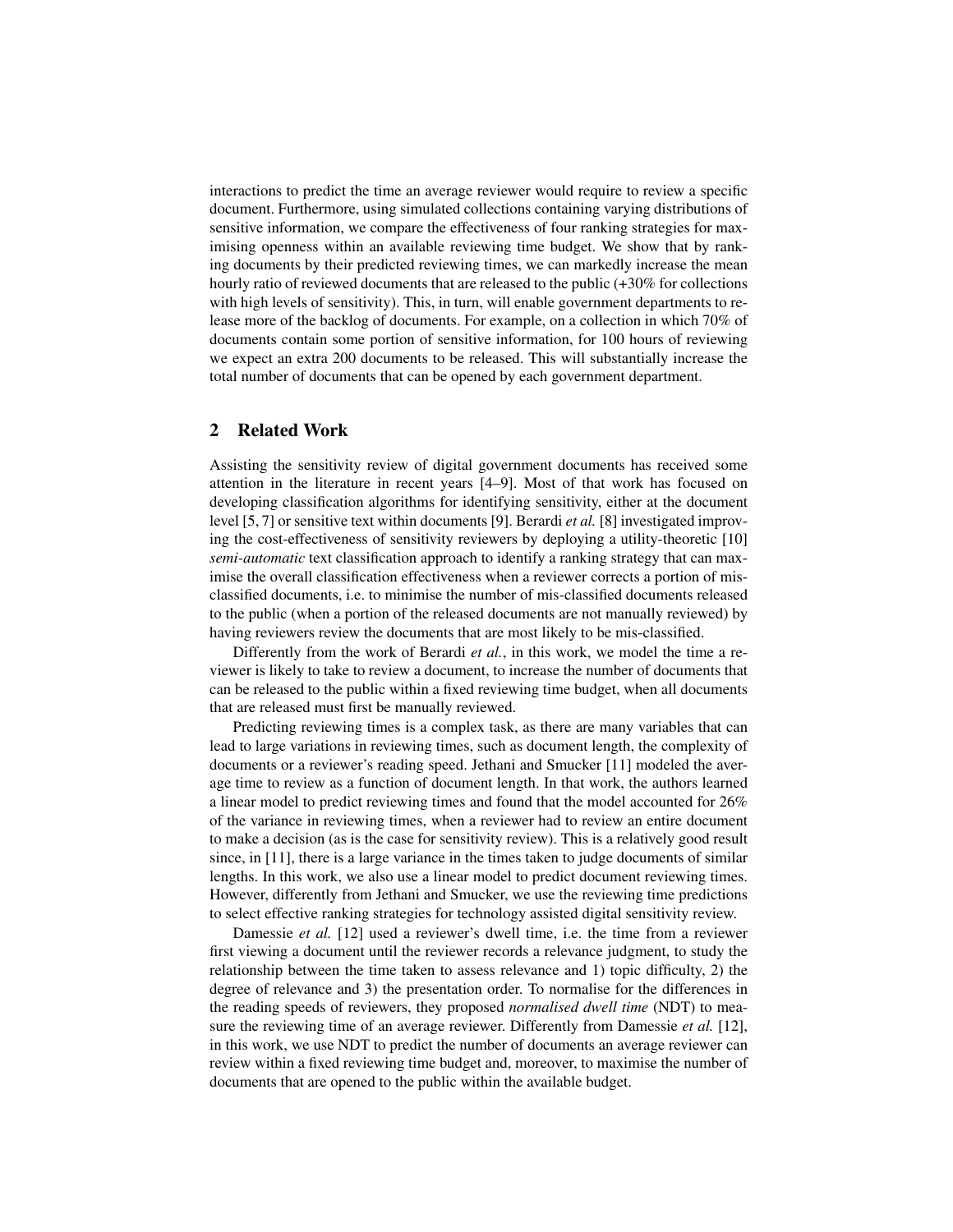interactions to predict the time an average reviewer would require to review a specific document. Furthermore, using simulated collections containing varying distributions of sensitive information, we compare the effectiveness of four ranking strategies for maximising openness within an available reviewing time budget. We show that by ranking documents by their predicted reviewing times, we can markedly increase the mean hourly ratio of reviewed documents that are released to the public (+30% for collections with high levels of sensitivity). This, in turn, will enable government departments to release more of the backlog of documents. For example, on a collection in which 70% of documents contain some portion of sensitive information, for 100 hours of reviewing we expect an extra 200 documents to be released. This will substantially increase the total number of documents that can be opened by each government department.

## 2 Related Work

Assisting the sensitivity review of digital government documents has received some attention in the literature in recent years [4–9]. Most of that work has focused on developing classification algorithms for identifying sensitivity, either at the document level [5, 7] or sensitive text within documents [9]. Berardi *et al.* [8] investigated improving the cost-effectiveness of sensitivity reviewers by deploying a utility-theoretic [10] *semi-automatic* text classification approach to identify a ranking strategy that can maximise the overall classification effectiveness when a reviewer corrects a portion of misclassified documents, i.e. to minimise the number of mis-classified documents released to the public (when a portion of the released documents are not manually reviewed) by having reviewers review the documents that are most likely to be mis-classified.

Differently from the work of Berardi *et al.*, in this work, we model the time a reviewer is likely to take to review a document, to increase the number of documents that can be released to the public within a fixed reviewing time budget, when all documents that are released must first be manually reviewed.

Predicting reviewing times is a complex task, as there are many variables that can lead to large variations in reviewing times, such as document length, the complexity of documents or a reviewer's reading speed. Jethani and Smucker [11] modeled the average time to review as a function of document length. In that work, the authors learned a linear model to predict reviewing times and found that the model accounted for 26% of the variance in reviewing times, when a reviewer had to review an entire document to make a decision (as is the case for sensitivity review). This is a relatively good result since, in [11], there is a large variance in the times taken to judge documents of similar lengths. In this work, we also use a linear model to predict document reviewing times. However, differently from Jethani and Smucker, we use the reviewing time predictions to select effective ranking strategies for technology assisted digital sensitivity review.

Damessie *et al.* [12] used a reviewer's dwell time, i.e. the time from a reviewer first viewing a document until the reviewer records a relevance judgment, to study the relationship between the time taken to assess relevance and 1) topic difficulty, 2) the degree of relevance and 3) the presentation order. To normalise for the differences in the reading speeds of reviewers, they proposed *normalised dwell time* (NDT) to measure the reviewing time of an average reviewer. Differently from Damessie *et al.* [12], in this work, we use NDT to predict the number of documents an average reviewer can review within a fixed reviewing time budget and, moreover, to maximise the number of documents that are opened to the public within the available budget.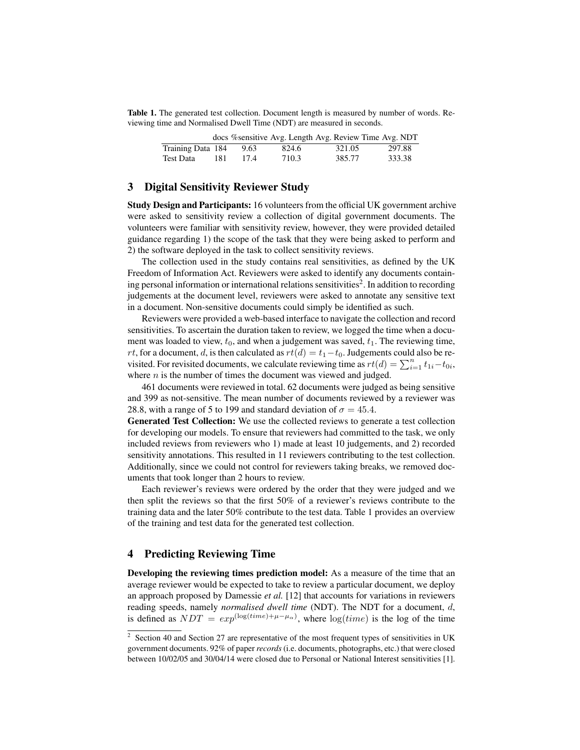**Table 1.** The generated test collection. Document length is measured by number of words. Reviewing time and Normalised Dwell Time (NDT) are measured in seconds.

| | docs | %sensitive | Avg. Length | Avg. Review Time | Avg. NDT |
|---|---|---|---|---|---|
| Training Data | 184 | 9.63 | 824.6 | 321.05 | 297.88 |
| Test Data | 181 | 17.4 | 710.3 | 385.77 | 333.38 |

## 3 Digital Sensitivity Reviewer Study

**Study Design and Participants:** 16 volunteers from the official UK government archive were asked to sensitivity review a collection of digital government documents. The volunteers were familiar with sensitivity review, however, they were provided detailed guidance regarding 1) the scope of the task that they were being asked to perform and 2) the software deployed in the task to collect sensitivity reviews.

The collection used in the study contains real sensitivities, as defined by the UK Freedom of Information Act. Reviewers were asked to identify any documents containing personal information or international relations sensitivities[2]. In addition to recording judgements at the document level, reviewers were asked to annotate any sensitive text in a document. Non-sensitive documents could simply be identified as such.

Reviewers were provided a web-based interface to navigate the collection and record sensitivities. To ascertain the duration taken to review, we logged the time when a document was loaded to view, $t_0$, and when a judgement was saved, $t_1$. The reviewing time, $rt$, for a document, $d$, is then calculated as $rt(d) = t_1 - t_0$. Judgements could also be revisited. For revisited documents, we calculate reviewing time as $rt(d) = \sum_{i=1}^{n} t_{1i} - t_{0i}$, where $n$ is the number of times the document was viewed and judged.

461 documents were reviewed in total. 62 documents were judged as being sensitive and 399 as not-sensitive. The mean number of documents reviewed by a reviewer was 28.8, with a range of 5 to 199 and standard deviation of $\sigma = 45.4$.

**Generated Test Collection:** We use the collected reviews to generate a test collection for developing our models. To ensure that reviewers had committed to the task, we only included reviews from reviewers who 1) made at least 10 judgements, and 2) recorded sensitivity annotations. This resulted in 11 reviewers contributing to the test collection. Additionally, since we could not control for reviewers taking breaks, we removed documents that took longer than 2 hours to review.

Each reviewer's reviews were ordered by the order that they were judged and we then split the reviews so that the first 50% of a reviewer's reviews contribute to the training data and the later 50% contribute to the test data. Table 1 provides an overview of the training and test data for the generated test collection.

## 4 Predicting Reviewing Time

**Developing the reviewing times prediction model:** As a measure of the time that an average reviewer would be expected to take to review a particular document, we deploy an approach proposed by Damessie *et al.* [12] that accounts for variations in reviewers reading speeds, namely *normalised dwell time* (NDT). The NDT for a document, $d$, is defined as $NDT = exp^{(\log(time) + \mu - \mu_{\alpha})}$, where $\log(time)$ is the log of the time

[2] Section 40 and Section 27 are representative of the most frequent types of sensitivities in UK government documents. 92% of paper *records* (i.e. documents, photographs, etc.) that were closed between 10/02/05 and 30/04/14 were closed due to Personal or National Interest sensitivities [1].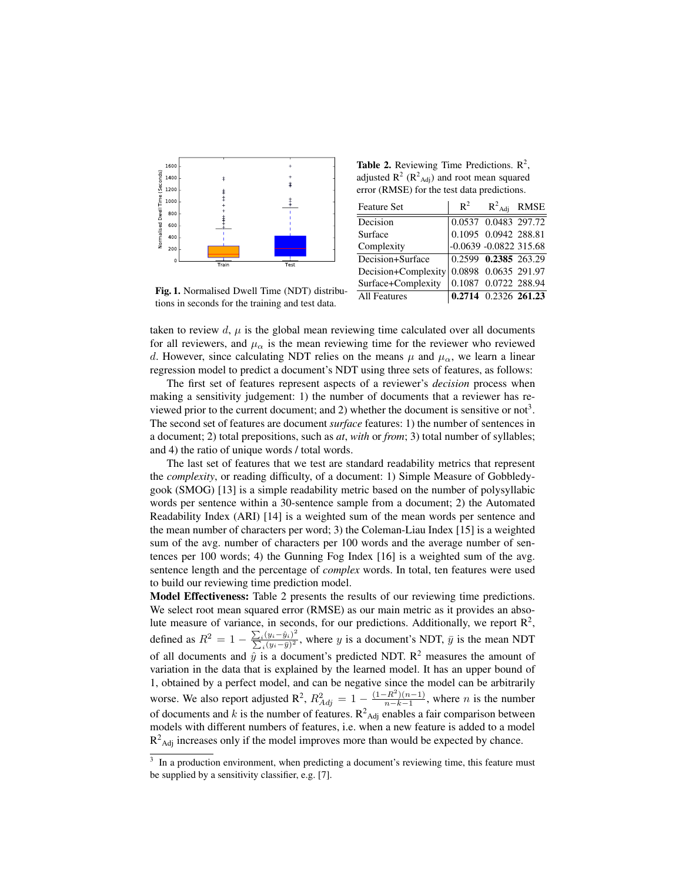Fig. 1. Normalised Dwell Time (NDT) distributions in seconds for the training and test data.

**Table 2.** Reviewing Time Predictions. $R^2$, adjusted $R^2$ ($R^2_{Adj}$) and root mean squared error (RMSE) for the test data predictions.

| Feature Set | $R^2$ | $R^2_{Adj}$ | RMSE |
|---|---|---|---|
| Decision | 0.0537 | 0.0483 | 297.72 |
| Surface | 0.1095 | 0.0942 | 288.81 |
| Complexity | -0.0639 | -0.0822 | 315.68 |
| Decision+Surface | 0.2599 | **0.2385** | 263.29 |
| Decision+Complexity | 0.0898 | 0.0635 | 291.97 |
| Surface+Complexity | 0.1087 | 0.0722 | 288.94 |
| All Features | **0.2714** | 0.2326 | **261.23** |

taken to review $d$, $\mu$ is the global mean reviewing time calculated over all documents for all reviewers, and $\mu_\alpha$ is the mean reviewing time for the reviewer who reviewed $d$. However, since calculating NDT relies on the means $\mu$ and $\mu_\alpha$, we learn a linear regression model to predict a document's NDT using three sets of features, as follows:

The first set of features represent aspects of a reviewer's *decision* process when making a sensitivity judgement: 1) the number of documents that a reviewer has reviewed prior to the current document; and 2) whether the document is sensitive or not[3]. The second set of features are document *surface* features: 1) the number of sentences in a document; 2) total prepositions, such as *at*, *with* or *from*; 3) total number of syllables; and 4) the ratio of unique words / total words.

The last set of features that we test are standard readability metrics that represent the *complexity*, or reading difficulty, of a document: 1) Simple Measure of Gobbledygook (SMOG) [13] is a simple readability metric based on the number of polysyllabic words per sentence within a 30-sentence sample from a document; 2) the Automated Readability Index (ARI) [14] is a weighted sum of the mean words per sentence and the mean number of characters per word; 3) the Coleman-Liau Index [15] is a weighted sum of the avg. number of characters per 100 words and the average number of sentences per 100 words; 4) the Gunning Fog Index [16] is a weighted sum of the avg. sentence length and the percentage of *complex* words. In total, ten features were used to build our reviewing time prediction model.

**Model Effectiveness:** Table 2 presents the results of our reviewing time predictions. We select root mean squared error (RMSE) as our main metric as it provides an absolute measure of variance, in seconds, for our predictions. Additionally, we report $R^2$, defined as $R^2 = 1 - \frac{\sum_i (y_i - \hat{y}_i)^2}{\sum_i (y_i - \bar{y})^2}$, where $y$ is a document's NDT, $\bar{y}$ is the mean NDT of all documents and $\hat{y}$ is a document's predicted NDT. $R^2$ measures the amount of variation in the data that is explained by the learned model. It has an upper bound of 1, obtained by a perfect model, and can be negative since the model can be arbitrarily worse. We also report adjusted $R^2$, $R^2_{Adj} = 1 - \frac{(1-R^2)(n-1)}{n-k-1}$, where $n$ is the number of documents and $k$ is the number of features. $R^2_{Adj}$ enables a fair comparison between models with different numbers of features, i.e. when a new feature is added to a model $R^2_{Adj}$ increases only if the model improves more than would be expected by chance.

[3] In a production environment, when predicting a document's reviewing time, this feature must be supplied by a sensitivity classifier, e.g. [7].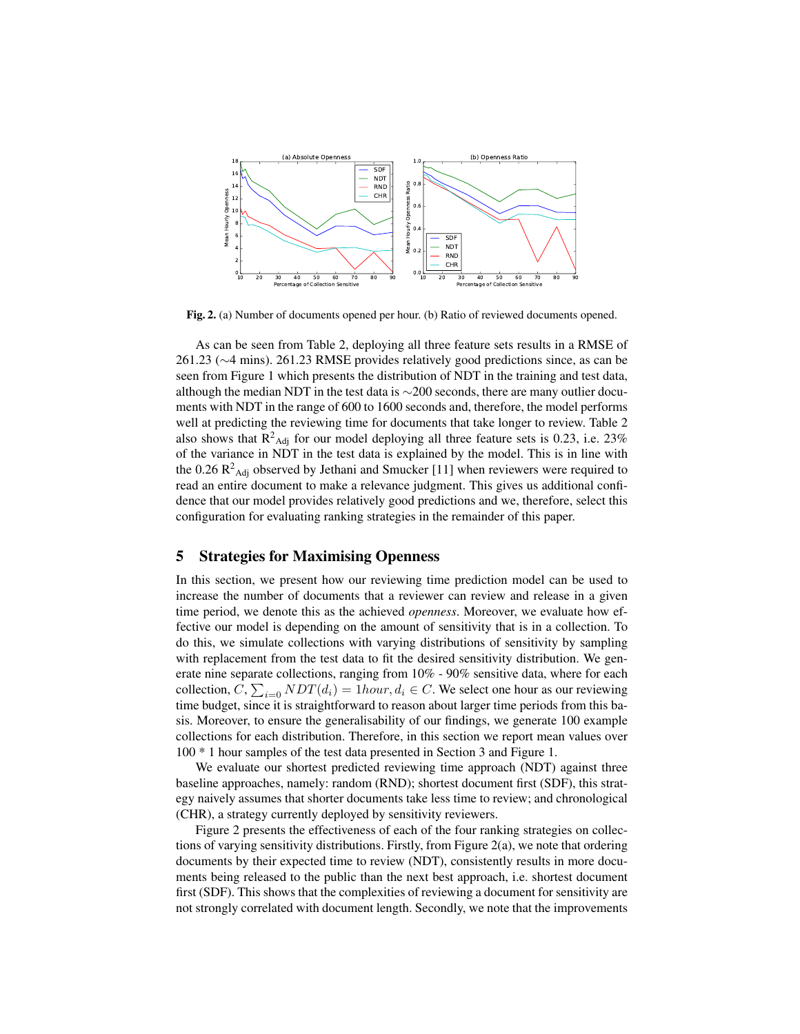**Fig. 2.** (a) Number of documents opened per hour. (b) Ratio of reviewed documents opened.

As can be seen from Table 2, deploying all three feature sets results in a RMSE of 261.23 (∼4 mins). 261.23 RMSE provides relatively good predictions since, as can be seen from Figure 1 which presents the distribution of NDT in the training and test data, although the median NDT in the test data is ∼200 seconds, there are many outlier documents with NDT in the range of 600 to 1600 seconds and, therefore, the model performs well at predicting the reviewing time for documents that take longer to review. Table 2 also shows that $R^2_{Adj}$ for our model deploying all three feature sets is 0.23, i.e. 23% of the variance in NDT in the test data is explained by the model. This is in line with the 0.26 $R^2_{Adj}$ observed by Jethani and Smucker [11] when reviewers were required to read an entire document to make a relevance judgment. This gives us additional confidence that our model provides relatively good predictions and we, therefore, select this configuration for evaluating ranking strategies in the remainder of this paper.

## 5 Strategies for Maximising Openness

In this section, we present how our reviewing time prediction model can be used to increase the number of documents that a reviewer can review and release in a given time period, we denote this as the achieved *openness*. Moreover, we evaluate how effective our model is depending on the amount of sensitivity that is in a collection. To do this, we simulate collections with varying distributions of sensitivity by sampling with replacement from the test data to fit the desired sensitivity distribution. We generate nine separate collections, ranging from 10% - 90% sensitive data, where for each collection, $C$, $\sum_{i=0} NDT(d_i) = 1hour, d_i \in C$. We select one hour as our reviewing time budget, since it is straightforward to reason about larger time periods from this basis. Moreover, to ensure the generalisability of our findings, we generate 100 example collections for each distribution. Therefore, in this section we report mean values over 100 * 1 hour samples of the test data presented in Section 3 and Figure 1.

We evaluate our shortest predicted reviewing time approach (NDT) against three baseline approaches, namely: random (RND); shortest document first (SDF), this strategy naively assumes that shorter documents take less time to review; and chronological (CHR), a strategy currently deployed by sensitivity reviewers.

Figure 2 presents the effectiveness of each of the four ranking strategies on collections of varying sensitivity distributions. Firstly, from Figure 2(a), we note that ordering documents by their expected time to review (NDT), consistently results in more documents being released to the public than the next best approach, i.e. shortest document first (SDF). This shows that the complexities of reviewing a document for sensitivity are not strongly correlated with document length. Secondly, we note that the improvements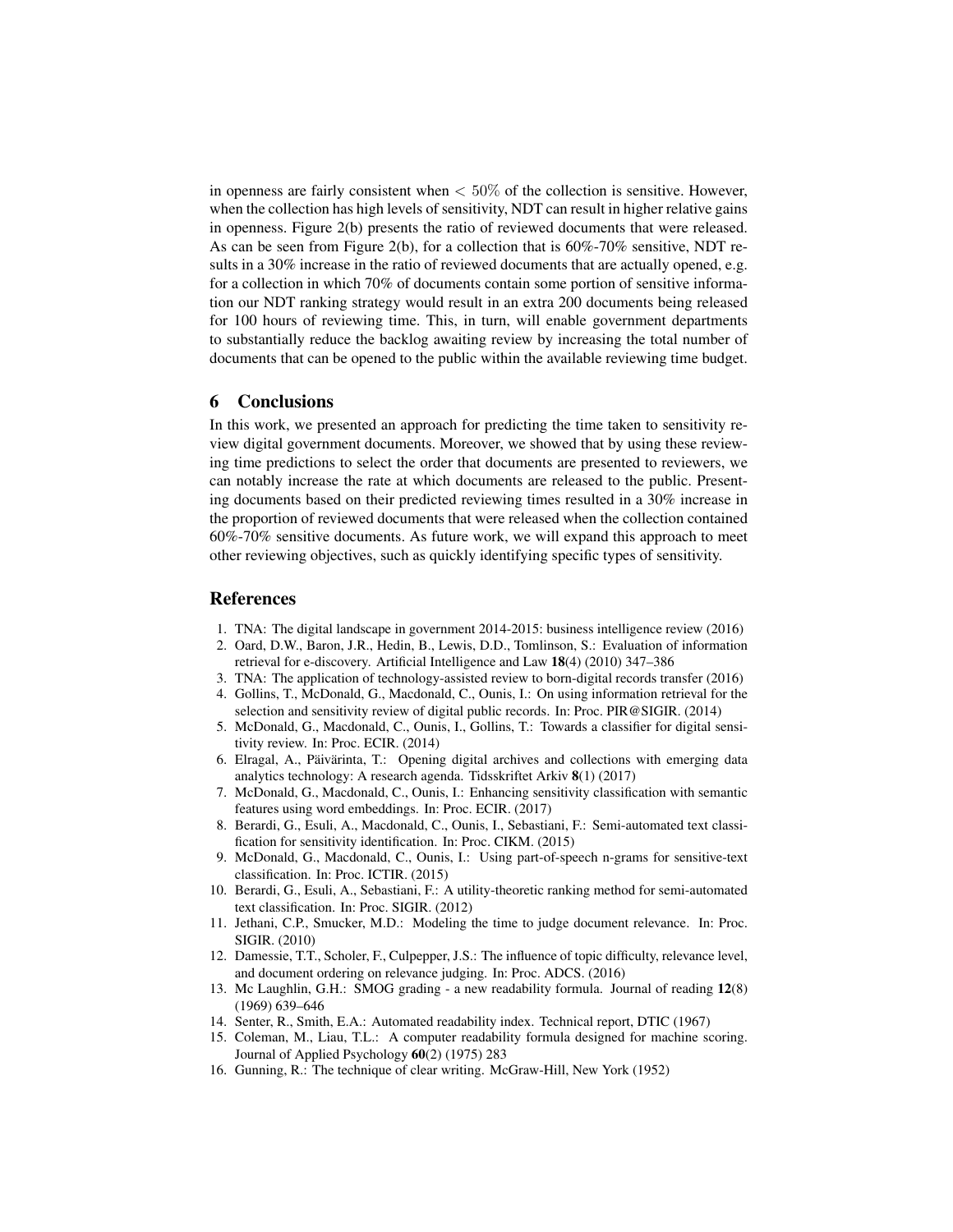in openness are fairly consistent when $< 50\%$ of the collection is sensitive. However, when the collection has high levels of sensitivity, NDT can result in higher relative gains in openness. Figure 2(b) presents the ratio of reviewed documents that were released. As can be seen from Figure 2(b), for a collection that is 60%-70% sensitive, NDT results in a 30% increase in the ratio of reviewed documents that are actually opened, e.g. for a collection in which 70% of documents contain some portion of sensitive information our NDT ranking strategy would result in an extra 200 documents being released for 100 hours of reviewing time. This, in turn, will enable government departments to substantially reduce the backlog awaiting review by increasing the total number of documents that can be opened to the public within the available reviewing time budget.

## 6 Conclusions

In this work, we presented an approach for predicting the time taken to sensitivity review digital government documents. Moreover, we showed that by using these reviewing time predictions to select the order that documents are presented to reviewers, we can notably increase the rate at which documents are released to the public. Presenting documents based on their predicted reviewing times resulted in a 30% increase in the proportion of reviewed documents that were released when the collection contained 60%-70% sensitive documents. As future work, we will expand this approach to meet other reviewing objectives, such as quickly identifying specific types of sensitivity.

## References

1. TNA: The digital landscape in government 2014-2015: business intelligence review (2016)
2. Oard, D.W., Baron, J.R., Hedin, B., Lewis, D.D., Tomlinson, S.: Evaluation of information retrieval for e-discovery. Artificial Intelligence and Law **18**(4) (2010) 347–386
3. TNA: The application of technology-assisted review to born-digital records transfer (2016)
4. Gollins, T., McDonald, G., Macdonald, C., Ounis, I.: On using information retrieval for the selection and sensitivity review of digital public records. In: Proc. PIR@SIGIR. (2014)
5. McDonald, G., Macdonald, C., Ounis, I., Gollins, T.: Towards a classifier for digital sensitivity review. In: Proc. ECIR. (2014)
6. Elragal, A., Päivärinta, T.: Opening digital archives and collections with emerging data analytics technology: A research agenda. Tidsskriftet Arkiv **8**(1) (2017)
7. McDonald, G., Macdonald, C., Ounis, I.: Enhancing sensitivity classification with semantic features using word embeddings. In: Proc. ECIR. (2017)
8. Berardi, G., Esuli, A., Macdonald, C., Ounis, I., Sebastiani, F.: Semi-automated text classification for sensitivity identification. In: Proc. CIKM. (2015)
9. McDonald, G., Macdonald, C., Ounis, I.: Using part-of-speech n-grams for sensitive-text classification. In: Proc. ICTIR. (2015)
10. Berardi, G., Esuli, A., Sebastiani, F.: A utility-theoretic ranking method for semi-automated text classification. In: Proc. SIGIR. (2012)
11. Jethani, C.P., Smucker, M.D.: Modeling the time to judge document relevance. In: Proc. SIGIR. (2010)
12. Damessie, T.T., Scholer, F., Culpepper, J.S.: The influence of topic difficulty, relevance level, and document ordering on relevance judging. In: Proc. ADCS. (2016)
13. Mc Laughlin, G.H.: SMOG grading - a new readability formula. Journal of reading **12**(8) (1969) 639–646
14. Senter, R., Smith, E.A.: Automated readability index. Technical report, DTIC (1967)
15. Coleman, M., Liau, T.L.: A computer readability formula designed for machine scoring. Journal of Applied Psychology **60**(2) (1975) 283
16. Gunning, R.: The technique of clear writing. McGraw-Hill, New York (1952)